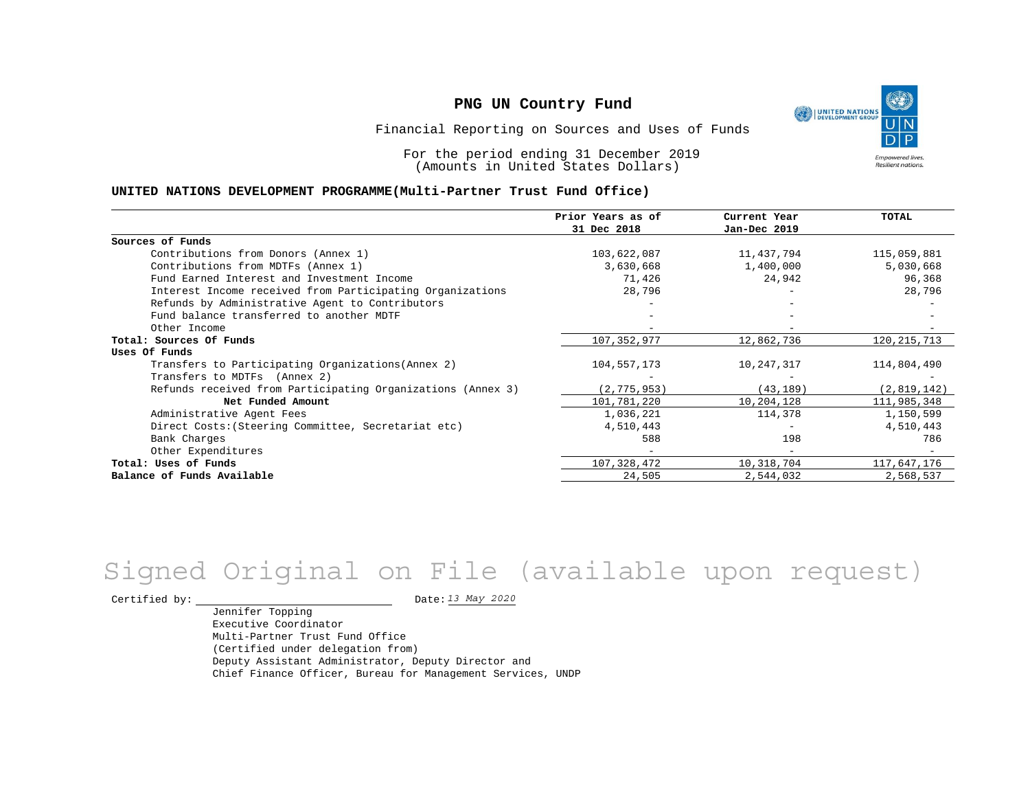# PNG UN Country Fund

Financial Reporting on Sources and Uses of Funds

For the period ending 31 December 2019
(Amounts in United States Dollars)

## UNITED NATIONS DEVELOPMENT PROGRAMME(Multi-Partner Trust Fund Office)

| | Prior Years as of 31 Dec 2018 | Current Year Jan-Dec 2019 | TOTAL |
|---|---|---|---|
| **Sources of Funds** | | | |
| Contributions from Donors (Annex 1) | 103,622,087 | 11,437,794 | 115,059,881 |
| Contributions from MDTFs (Annex 1) | 3,630,668 | 1,400,000 | 5,030,668 |
| Fund Earned Interest and Investment Income | 71,426 | 24,942 | 96,368 |
| Interest Income received from Participating Organizations | 28,796 | - | 28,796 |
| Refunds by Administrative Agent to Contributors | - | - | - |
| Fund balance transferred to another MDTF | - | - | - |
| Other Income | - | - | - |
| **Total: Sources Of Funds** | 107,352,977 | 12,862,736 | 120,215,713 |
| **Uses Of Funds** | | | |
| Transfers to Participating Organizations(Annex 2) | 104,557,173 | 10,247,317 | 114,804,490 |
| Transfers to MDTFs (Annex 2) | - | - | - |
| Refunds received from Participating Organizations (Annex 3) | (2,775,953) | (43,189) | (2,819,142) |
| **Net Funded Amount** | 101,781,220 | 10,204,128 | 111,985,348 |
| Administrative Agent Fees | 1,036,221 | 114,378 | 1,150,599 |
| Direct Costs:(Steering Committee, Secretariat etc) | 4,510,443 | - | 4,510,443 |
| Bank Charges | 588 | 198 | 786 |
| Other Expenditures | - | - | - |
| **Total: Uses of Funds** | 107,328,472 | 10,318,704 | 117,647,176 |
| **Balance of Funds Available** | 24,505 | 2,544,032 | 2,568,537 |

Signed Original on File (available upon request)

Certified by: ______________________ Date: *13 May 2020*

Jennifer Topping
Executive Coordinator
Multi-Partner Trust Fund Office
(Certified under delegation from)
Deputy Assistant Administrator, Deputy Director and
Chief Finance Officer, Bureau for Management Services, UNDP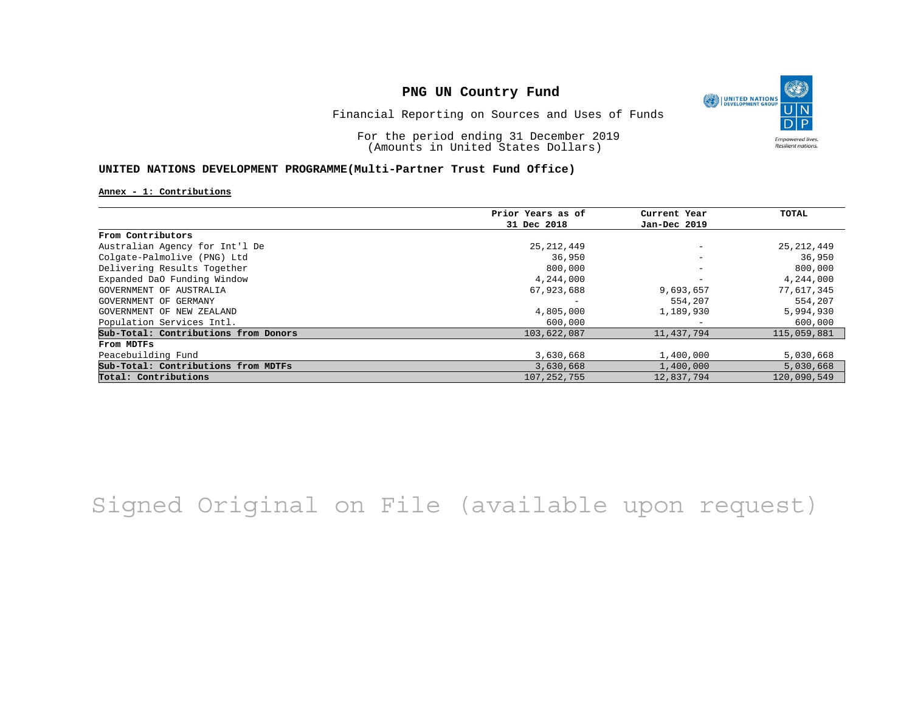# PNG UN Country Fund

Financial Reporting on Sources and Uses of Funds

For the period ending 31 December 2019
(Amounts in United States Dollars)

## UNITED NATIONS DEVELOPMENT PROGRAMME(Multi-Partner Trust Fund Office)

**Annex - 1: Contributions**

| | Prior Years as of 31 Dec 2018 | Current Year Jan-Dec 2019 | TOTAL |
|---|---|---|---|
| **From Contributors** | | | |
| Australian Agency for Int'l De | 25,212,449 | - | 25,212,449 |
| Colgate-Palmolive (PNG) Ltd | 36,950 | - | 36,950 |
| Delivering Results Together | 800,000 | - | 800,000 |
| Expanded DaO Funding Window | 4,244,000 | - | 4,244,000 |
| GOVERNMENT OF AUSTRALIA | 67,923,688 | 9,693,657 | 77,617,345 |
| GOVERNMENT OF GERMANY | - | 554,207 | 554,207 |
| GOVERNMENT OF NEW ZEALAND | 4,805,000 | 1,189,930 | 5,994,930 |
| Population Services Intl. | 600,000 | - | 600,000 |
| **Sub-Total: Contributions from Donors** | 103,622,087 | 11,437,794 | 115,059,881 |
| **From MDTFs** | | | |
| Peacebuilding Fund | 3,630,668 | 1,400,000 | 5,030,668 |
| **Sub-Total: Contributions from MDTFs** | 3,630,668 | 1,400,000 | 5,030,668 |
| **Total: Contributions** | 107,252,755 | 12,837,794 | 120,090,549 |

Signed Original on File (available upon request)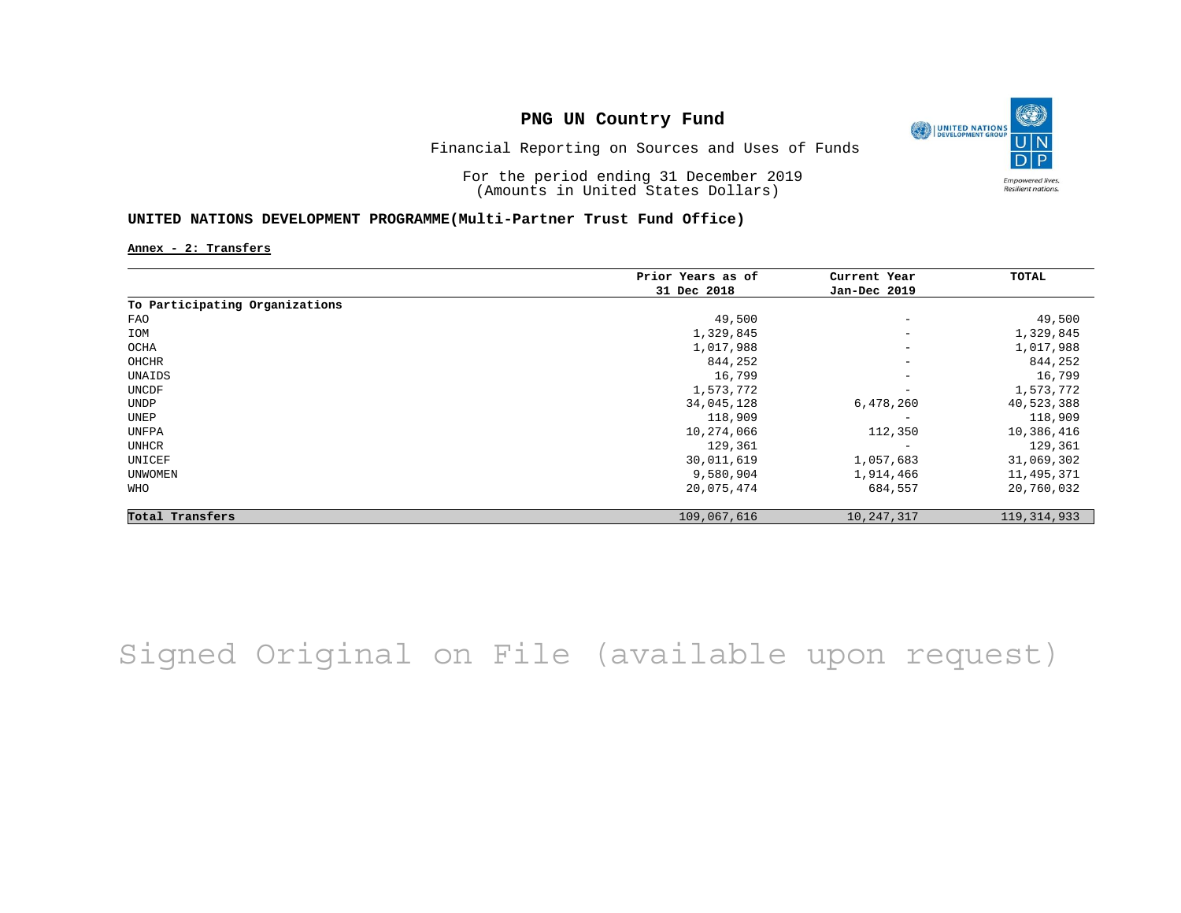# PNG UN Country Fund

Financial Reporting on Sources and Uses of Funds

For the period ending 31 December 2019
(Amounts in United States Dollars)

**UNITED NATIONS DEVELOPMENT PROGRAMME(Multi-Partner Trust Fund Office)**

**Annex - 2: Transfers**

| | Prior Years as of 31 Dec 2018 | Current Year Jan-Dec 2019 | TOTAL |
|---|---|---|---|
| **To Participating Organizations** | | | |
| FAO | 49,500 | - | 49,500 |
| IOM | 1,329,845 | - | 1,329,845 |
| OCHA | 1,017,988 | - | 1,017,988 |
| OHCHR | 844,252 | - | 844,252 |
| UNAIDS | 16,799 | - | 16,799 |
| UNCDF | 1,573,772 | - | 1,573,772 |
| UNDP | 34,045,128 | 6,478,260 | 40,523,388 |
| UNEP | 118,909 | - | 118,909 |
| UNFPA | 10,274,066 | 112,350 | 10,386,416 |
| UNHCR | 129,361 | - | 129,361 |
| UNICEF | 30,011,619 | 1,057,683 | 31,069,302 |
| UNWOMEN | 9,580,904 | 1,914,466 | 11,495,371 |
| WHO | 20,075,474 | 684,557 | 20,760,032 |
| **Total Transfers** | 109,067,616 | 10,247,317 | 119,314,933 |

Signed Original on File (available upon request)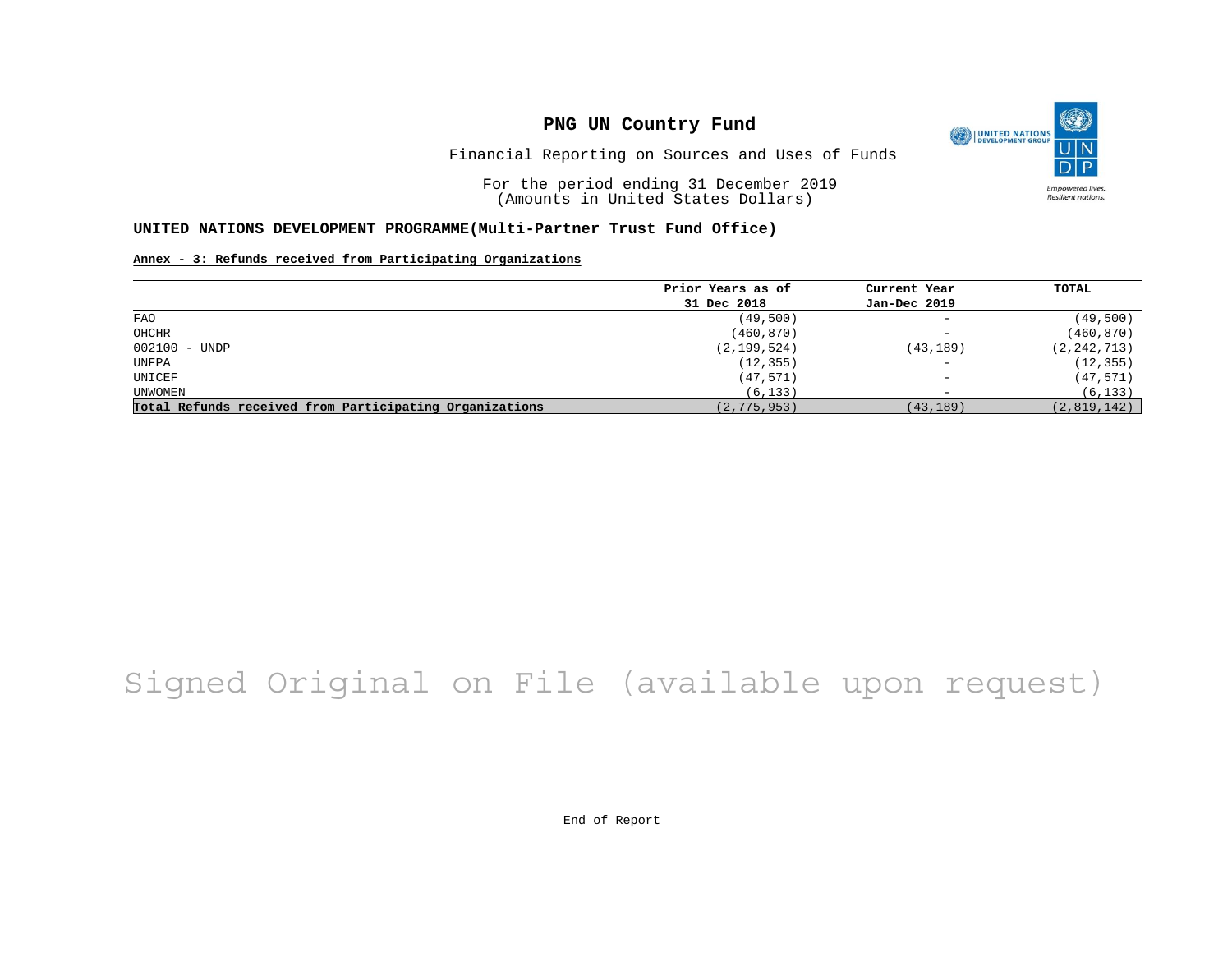# PNG UN Country Fund

Financial Reporting on Sources and Uses of Funds

For the period ending 31 December 2019
(Amounts in United States Dollars)

## UNITED NATIONS DEVELOPMENT PROGRAMME(Multi-Partner Trust Fund Office)

**Annex - 3: Refunds received from Participating Organizations**

| | Prior Years as of 31 Dec 2018 | Current Year Jan-Dec 2019 | TOTAL |
|---|---|---|---|
| FAO | (49,500) | - | (49,500) |
| OHCHR | (460,870) | - | (460,870) |
| 002100 - UNDP | (2,199,524) | (43,189) | (2,242,713) |
| UNFPA | (12,355) | - | (12,355) |
| UNICEF | (47,571) | - | (47,571) |
| UNWOMEN | (6,133) | - | (6,133) |
| **Total Refunds received from Participating Organizations** | (2,775,953) | (43,189) | (2,819,142) |

Signed Original on File (available upon request)

End of Report